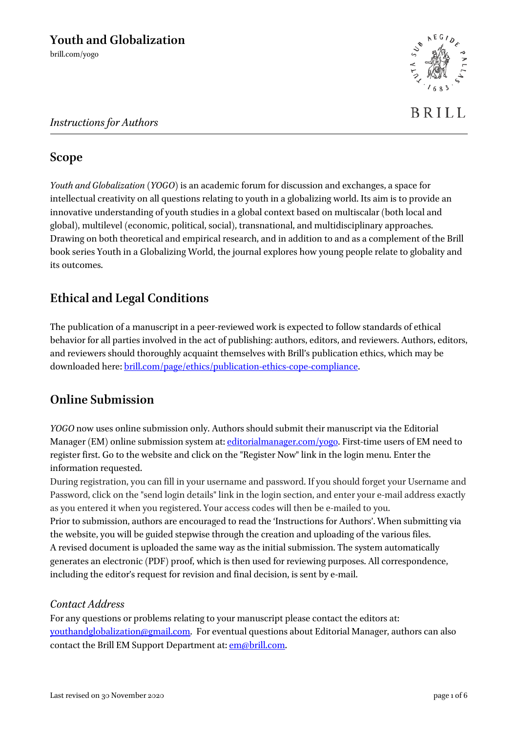# Youth and Globalization

brill.com/yogo

*Instructions for Authors*

## Scope

*Youth and Globalization* (*YOGO*) is an academic forum for discussion and exchanges, a space for intellectual creativity on all questions relating to youth in a globalizing world. Its aim is to provide an innovative understanding of youth studies in a global context based on multiscalar (both local and global), multilevel (economic, political, social), transnational, and multidisciplinary approaches. Drawing on both theoretical and empirical research, and in addition to and as a complement of the Brill book series Youth in a Globalizing World, the journal explores how young people relate to globality and its outcomes.

## Ethical and Legal Conditions

The publication of a manuscript in a peer-reviewed work is expected to follow standards of ethical behavior for all parties involved in the act of publishing: authors, editors, and reviewers. Authors, editors, and reviewers should thoroughly acquaint themselves with Brill's publication ethics, which may be downloaded here: [brill.com/page/ethics/publication-ethics-cope-compliance](brill.com/page/ethics/publication-ethics-cope-compliance).

## Online Submission

*YOGO* now uses online submission only. Authors should submit their manuscript via the Editorial Manager (EM) online submission system at: [editorialmanager.com/yogo](editorialmanager.com/yogo). First-time users of EM need to register first. Go to the website and click on the "Register Now" link in the login menu. Enter the information requested.

During registration, you can fill in your username and password. If you should forget your Username and Password, click on the "send login details" link in the login section, and enter your e-mail address exactly as you entered it when you registered. Your access codes will then be e-mailed to you.

Prior to submission, authors are encouraged to read the 'Instructions for Authors'. When submitting via the website, you will be guided stepwise through the creation and uploading of the various files.

A revised document is uploaded the same way as the initial submission. The system automatically generates an electronic (PDF) proof, which is then used for reviewing purposes. All correspondence, including the editor's request for revision and final decision, is sent by e-mail.

### *Contact Address*

For any questions or problems relating to your manuscript please contact the editors at: [youthandglobalization@gmail.com](mailto:youthandglobalization@gmail.com). For eventual questions about Editorial Manager, authors can also contact the Brill EM Support Department at: [em@brill.com](mailto:em@brill.com).

Last revised on 30 November 2020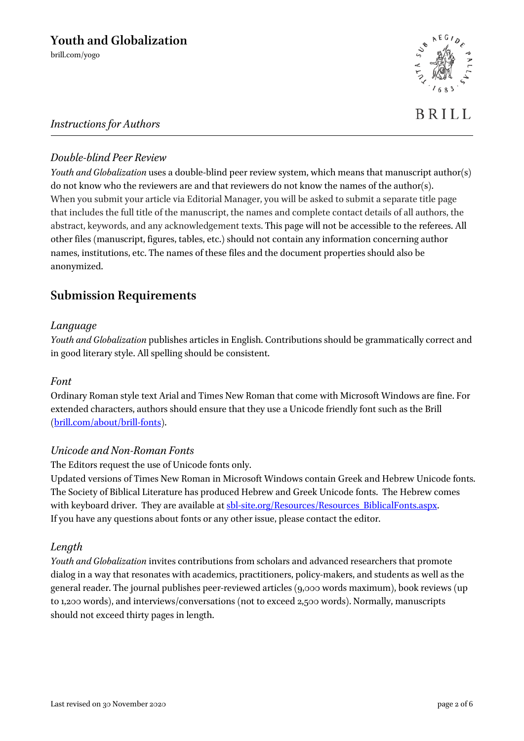*Double-blind Peer Review*

*Youth and Globalization* uses a double-blind peer review system, which means that manuscript author(s) do not know who the reviewers are and that reviewers do not know the names of the author(s). When you submit your article via Editorial Manager, you will be asked to submit a separate title page that includes the full title of the manuscript, the names and complete contact details of all authors, the abstract, keywords, and any acknowledgement texts. This page will not be accessible to the referees. All other files (manuscript, figures, tables, etc.) should not contain any information concerning author names, institutions, etc. The names of these files and the document properties should also be anonymized.

## Submission Requirements

*Language*

*Youth and Globalization* publishes articles in English. Contributions should be grammatically correct and in good literary style. All spelling should be consistent.

*Font*

Ordinary Roman style text Arial and Times New Roman that come with Microsoft Windows are fine. For extended characters, authors should ensure that they use a Unicode friendly font such as the Brill ([brill.com/about/brill-fonts](brill.com/about/brill-fonts)).

*Unicode and Non-Roman Fonts*

The Editors request the use of Unicode fonts only.
Updated versions of Times New Roman in Microsoft Windows contain Greek and Hebrew Unicode fonts. The Society of Biblical Literature has produced Hebrew and Greek Unicode fonts. The Hebrew comes with keyboard driver. They are available at [sbl-site.org/Resources/Resources_BiblicalFonts.aspx](sbl-site.org/Resources/Resources_BiblicalFonts.aspx).
If you have any questions about fonts or any other issue, please contact the editor.

*Length*

*Youth and Globalization* invites contributions from scholars and advanced researchers that promote dialog in a way that resonates with academics, practitioners, policy-makers, and students as well as the general reader. The journal publishes peer-reviewed articles (9,000 words maximum), book reviews (up to 1,200 words), and interviews/conversations (not to exceed 2,500 words). Normally, manuscripts should not exceed thirty pages in length.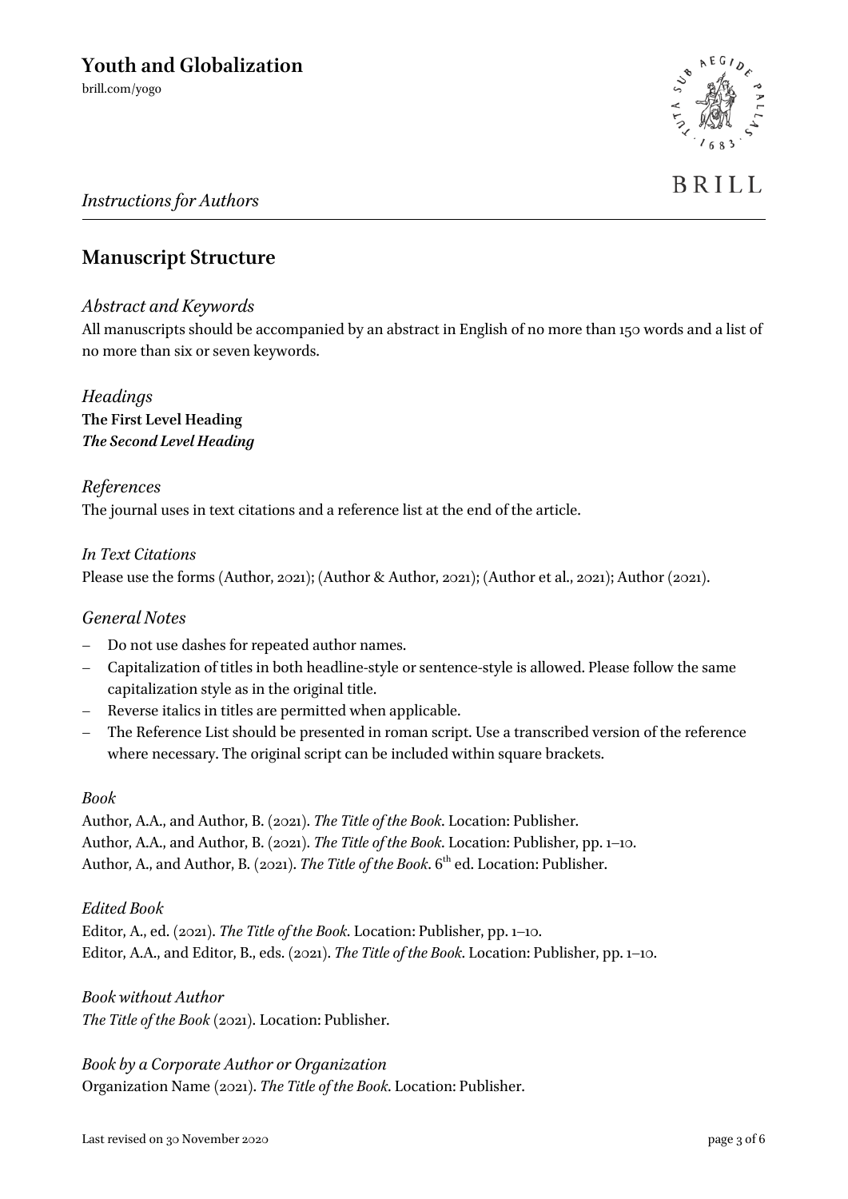# Youth and Globalization

brill.com/yogo

*Instructions for Authors*

## Manuscript Structure

### *Abstract and Keywords*

All manuscripts should be accompanied by an abstract in English of no more than 150 words and a list of no more than six or seven keywords.

### *Headings*

**The First Level Heading**
***The Second Level Heading***

### *References*

The journal uses in text citations and a reference list at the end of the article.

*In Text Citations*

Please use the forms (Author, 2021); (Author & Author, 2021); (Author et al., 2021); Author (2021).

### *General Notes*

- Do not use dashes for repeated author names.
- Capitalization of titles in both headline-style or sentence-style is allowed. Please follow the same capitalization style as in the original title.
- Reverse italics in titles are permitted when applicable.
- The Reference List should be presented in roman script. Use a transcribed version of the reference where necessary. The original script can be included within square brackets.

*Book*

Author, A.A., and Author, B. (2021). *The Title of the Book*. Location: Publisher.
Author, A.A., and Author, B. (2021). *The Title of the Book*. Location: Publisher, pp. 1–10.
Author, A., and Author, B. (2021). *The Title of the Book*. 6th ed. Location: Publisher.

*Edited Book*

Editor, A., ed. (2021). *The Title of the Book*. Location: Publisher, pp. 1–10.
Editor, A.A., and Editor, B., eds. (2021). *The Title of the Book*. Location: Publisher, pp. 1–10.

*Book without Author*

*The Title of the Book* (2021). Location: Publisher.

*Book by a Corporate Author or Organization*

Organization Name (2021). *The Title of the Book*. Location: Publisher.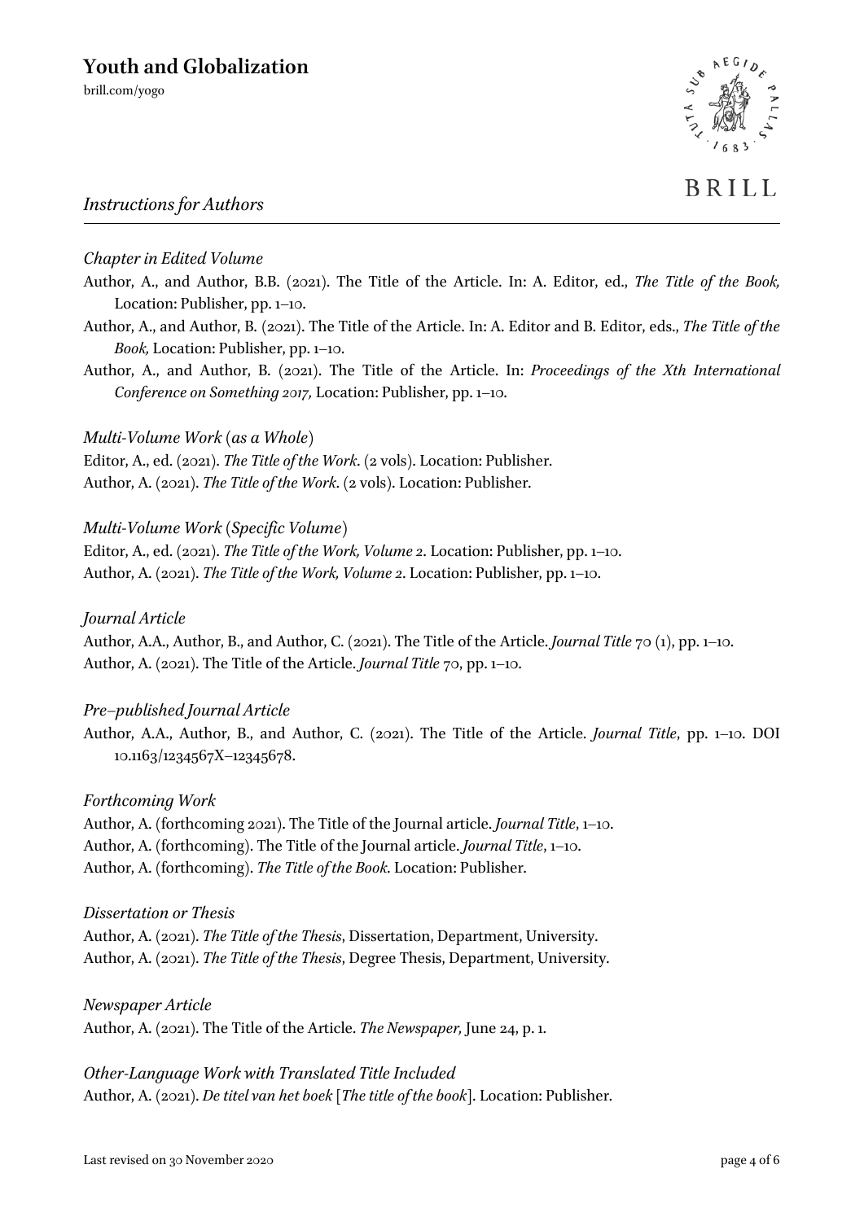*Chapter in Edited Volume*

Author, A., and Author, B.B. (2021). The Title of the Article. In: A. Editor, ed., *The Title of the Book,* Location: Publisher, pp. 1–10.

Author, A., and Author, B. (2021). The Title of the Article. In: A. Editor and B. Editor, eds., *The Title of the Book,* Location: Publisher, pp. 1–10.

Author, A., and Author, B. (2021). The Title of the Article. In: *Proceedings of the Xth International Conference on Something 2017,* Location: Publisher, pp. 1–10.

*Multi-Volume Work (as a Whole)*

Editor, A., ed. (2021). *The Title of the Work*. (2 vols). Location: Publisher.

Author, A. (2021). *The Title of the Work*. (2 vols). Location: Publisher.

*Multi-Volume Work (Specific Volume)*

Editor, A., ed. (2021). *The Title of the Work, Volume 2*. Location: Publisher, pp. 1–10.

Author, A. (2021). *The Title of the Work, Volume 2*. Location: Publisher, pp. 1–10.

*Journal Article*

Author, A.A., Author, B., and Author, C. (2021). The Title of the Article. *Journal Title* 70 (1), pp. 1–10.

Author, A. (2021). The Title of the Article. *Journal Title* 70, pp. 1–10.

*Pre–published Journal Article*

Author, A.A., Author, B., and Author, C. (2021). The Title of the Article. *Journal Title*, pp. 1–10. DOI 10.1163/1234567X–12345678.

*Forthcoming Work*

Author, A. (forthcoming 2021). The Title of the Journal article. *Journal Title*, 1–10.

Author, A. (forthcoming). The Title of the Journal article. *Journal Title*, 1–10.

Author, A. (forthcoming). *The Title of the Book*. Location: Publisher.

*Dissertation or Thesis*

Author, A. (2021). *The Title of the Thesis*, Dissertation, Department, University.

Author, A. (2021). *The Title of the Thesis*, Degree Thesis, Department, University.

*Newspaper Article*

Author, A. (2021). The Title of the Article. *The Newspaper,* June 24, p. 1.

*Other-Language Work with Translated Title Included*

Author, A. (2021). *De titel van het boek* [*The title of the book*]. Location: Publisher.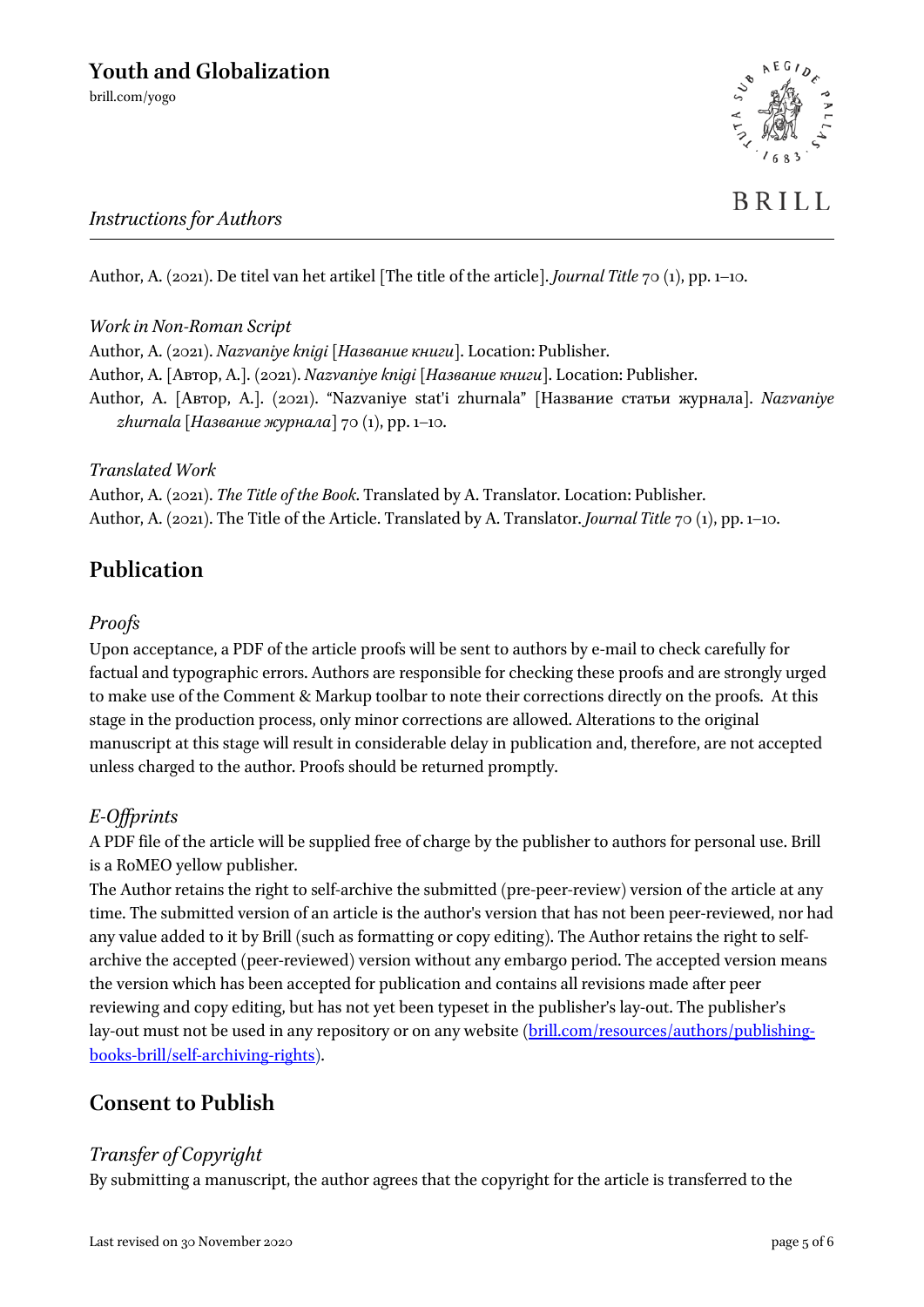Author, A. (2021). De titel van het artikel [The title of the article]. *Journal Title* 70 (1), pp. 1–10.

*Work in Non-Roman Script*

Author, A. (2021). *Nazvaniye knigi* [*Название книги*]. Location: Publisher.

Author, A. [Автор, A.]. (2021). *Nazvaniye knigi* [*Название книги*]. Location: Publisher.

Author, A. [Автор, A.]. (2021). "Nazvaniye stat'i zhurnala" [Название статьи журнала]. *Nazvaniye zhurnala* [*Название журнала*] 70 (1), pp. 1–10.

*Translated Work*

Author, A. (2021). *The Title of the Book*. Translated by A. Translator. Location: Publisher.

Author, A. (2021). The Title of the Article. Translated by A. Translator. *Journal Title* 70 (1), pp. 1–10.

## Publication

### *Proofs*

Upon acceptance, a PDF of the article proofs will be sent to authors by e-mail to check carefully for factual and typographic errors. Authors are responsible for checking these proofs and are strongly urged to make use of the Comment & Markup toolbar to note their corrections directly on the proofs. At this stage in the production process, only minor corrections are allowed. Alterations to the original manuscript at this stage will result in considerable delay in publication and, therefore, are not accepted unless charged to the author. Proofs should be returned promptly.

### *E-Offprints*

A PDF file of the article will be supplied free of charge by the publisher to authors for personal use. Brill is a RoMEO yellow publisher.

The Author retains the right to self-archive the submitted (pre-peer-review) version of the article at any time. The submitted version of an article is the author's version that has not been peer-reviewed, nor had any value added to it by Brill (such as formatting or copy editing). The Author retains the right to self-archive the accepted (peer-reviewed) version without any embargo period. The accepted version means the version which has been accepted for publication and contains all revisions made after peer reviewing and copy editing, but has not yet been typeset in the publisher's lay-out. The publisher's lay-out must not be used in any repository or on any website (brill.com/resources/authors/publishing-books-brill/self-archiving-rights).

## Consent to Publish

### *Transfer of Copyright*

By submitting a manuscript, the author agrees that the copyright for the article is transferred to the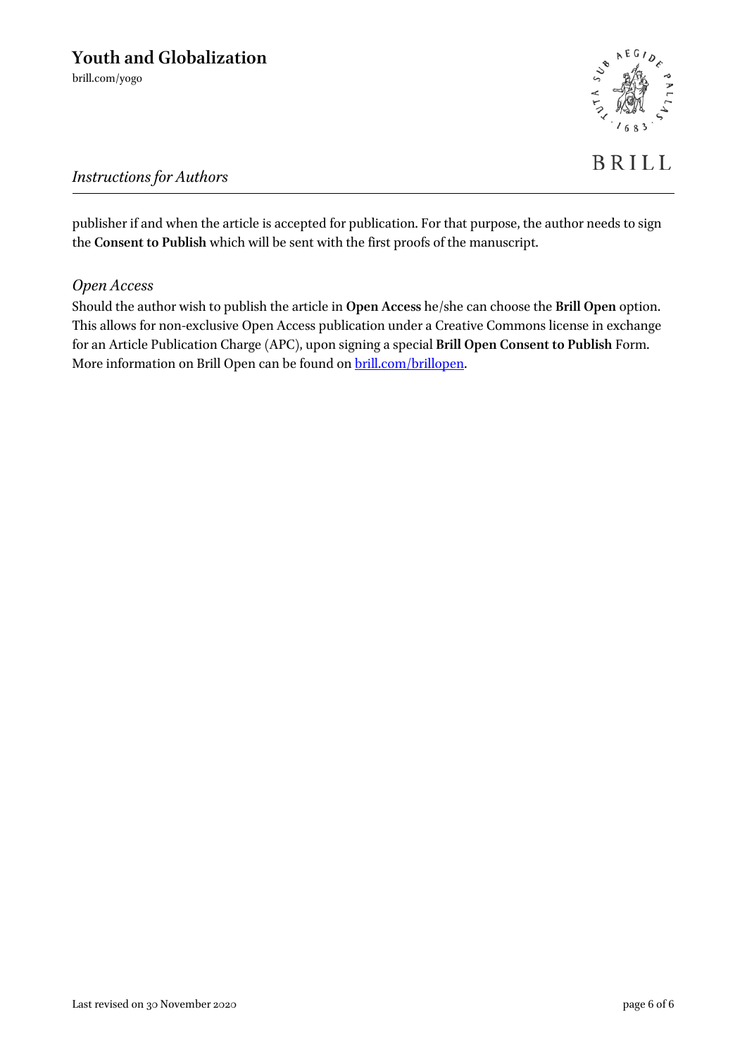publisher if and when the article is accepted for publication. For that purpose, the author needs to sign the **Consent to Publish** which will be sent with the first proofs of the manuscript.

### *Open Access*

Should the author wish to publish the article in **Open Access** he/she can choose the **Brill Open** option. This allows for non-exclusive Open Access publication under a Creative Commons license in exchange for an Article Publication Charge (APC), upon signing a special **Brill Open Consent to Publish** Form. More information on Brill Open can be found on [brill.com/brillopen](brill.com/brillopen).

Last revised on 30 November 2020